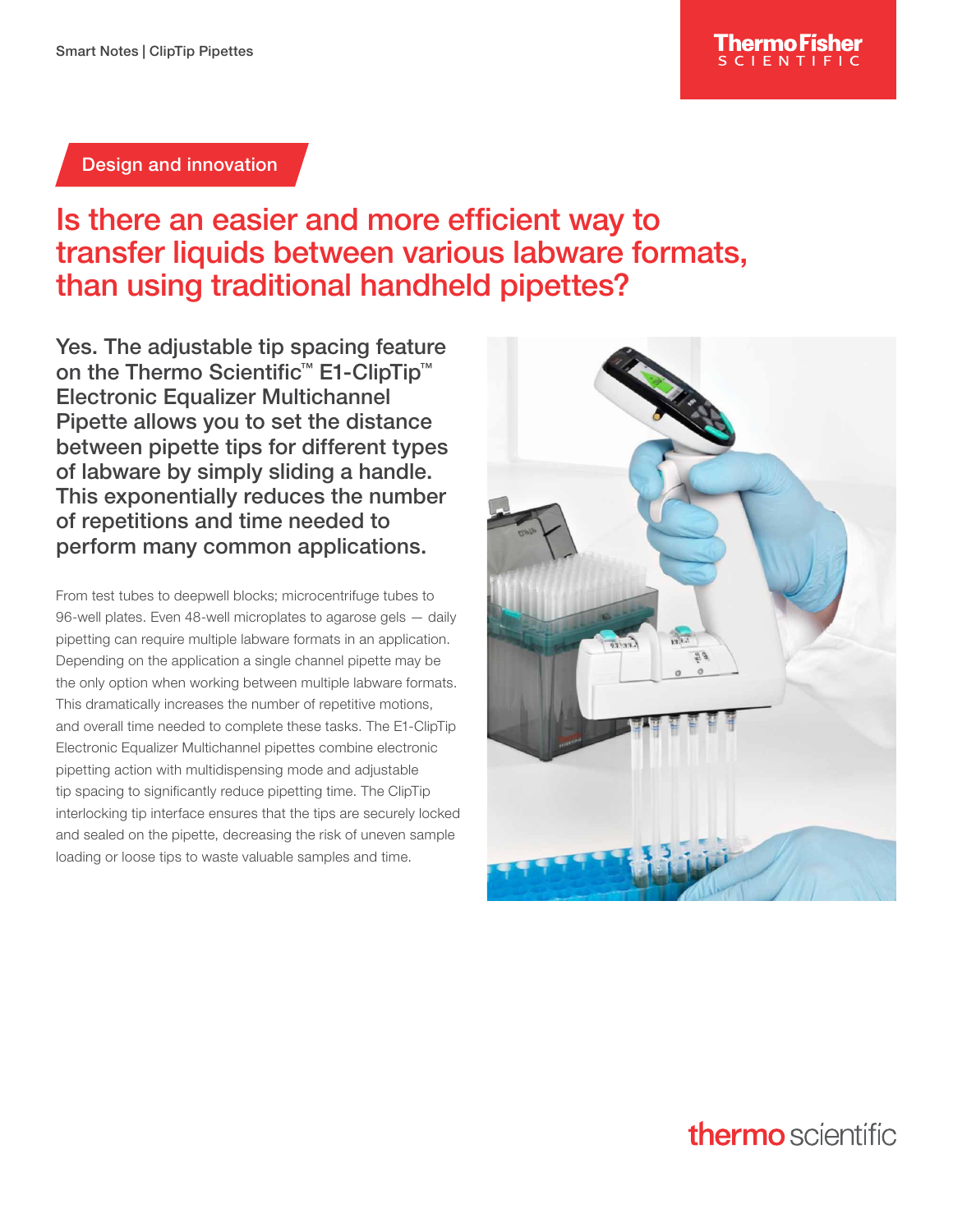Design and innovation

# Is there an easier and more efficient way to transfer liquids between various labware formats, than using traditional handheld pipettes?

**Yes. The adjustable tip spacing feature on the Thermo Scientific™ E1-ClipTip™ Electronic Equalizer Multichannel Pipette allows you to set the distance between pipette tips for different types of labware by simply sliding a handle. This exponentially reduces the number of repetitions and time needed to perform many common applications.**

From test tubes to deepwell blocks; microcentrifuge tubes to 96-well plates. Even 48-well microplates to agarose gels — daily pipetting can require multiple labware formats in an application. Depending on the application a single channel pipette may be the only option when working between multiple labware formats. This dramatically increases the number of repetitive motions, and overall time needed to complete these tasks. The E1-ClipTip Electronic Equalizer Multichannel pipettes combine electronic pipetting action with multidispensing mode and adjustable tip spacing to significantly reduce pipetting time. The ClipTip interlocking tip interface ensures that the tips are securely locked and sealed on the pipette, decreasing the risk of uneven sample loading or loose tips to waste valuable samples and time.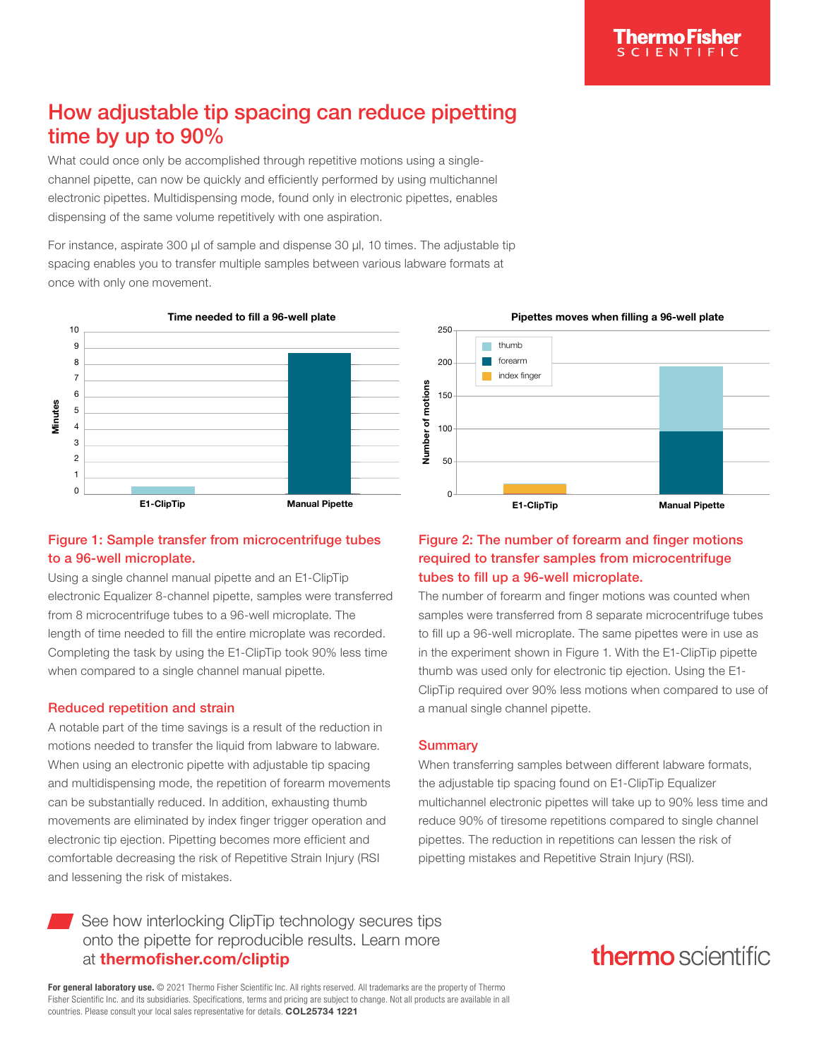# How adjustable tip spacing can reduce pipetting time by up to 90%

What could once only be accomplished through repetitive motions using a single-channel pipette, can now be quickly and efficiently performed by using multichannel electronic pipettes. Multidispensing mode, found only in electronic pipettes, enables dispensing of the same volume repetitively with one aspiration.

For instance, aspirate 300 µl of sample and dispense 30 µl, 10 times. The adjustable tip spacing enables you to transfer multiple samples between various labware formats at once with only one movement.

Time needed to fill a 96-well plate

Minutes

10
9
8
7
6
5
4
3
2
1
0

E1-ClipTip
Manual Pipette

Pipettes moves when filling a 96-well plate

Number of motions

250
200
150
100
50
0

thumb
forearm
index finger

E1-ClipTip
Manual Pipette

## Figure 1: Sample transfer from microcentrifuge tubes to a 96-well microplate.

Using a single channel manual pipette and an E1-ClipTip electronic Equalizer 8-channel pipette, samples were transferred from 8 microcentrifuge tubes to a 96-well microplate. The length of time needed to fill the entire microplate was recorded. Completing the task by using the E1-ClipTip took 90% less time when compared to a single channel manual pipette.

## Reduced repetition and strain

A notable part of the time savings is a result of the reduction in motions needed to transfer the liquid from labware to labware. When using an electronic pipette with adjustable tip spacing and multidispensing mode, the repetition of forearm movements can be substantially reduced. In addition, exhausting thumb movements are eliminated by index finger trigger operation and electronic tip ejection. Pipetting becomes more efficient and comfortable decreasing the risk of Repetitive Strain Injury (RSI and lessening the risk of mistakes.

## Figure 2: The number of forearm and finger motions required to transfer samples from microcentrifuge tubes to fill up a 96-well microplate.

The number of forearm and finger motions was counted when samples were transferred from 8 separate microcentrifuge tubes to fill up a 96-well microplate. The same pipettes were in use as in the experiment shown in Figure 1. With the E1-ClipTip pipette thumb was used only for electronic tip ejection. Using the E1-ClipTip required over 90% less motions when compared to use of a manual single channel pipette.

## Summary

When transferring samples between different labware formats, the adjustable tip spacing found on E1-ClipTip Equalizer multichannel electronic pipettes will take up to 90% less time and reduce 90% of tiresome repetitions compared to single channel pipettes. The reduction in repetitions can lessen the risk of pipetting mistakes and Repetitive Strain Injury (RSI).

See how interlocking ClipTip technology secures tips onto the pipette for reproducible results. Learn more at **thermofisher.com/cliptip**

**For general laboratory use.** © 2021 Thermo Fisher Scientific Inc. All rights reserved. All trademarks are the property of Thermo Fisher Scientific Inc. and its subsidiaries. Specifications, terms and pricing are subject to change. Not all products are available in all countries. Please consult your local sales representative for details. **COL25734 1221**